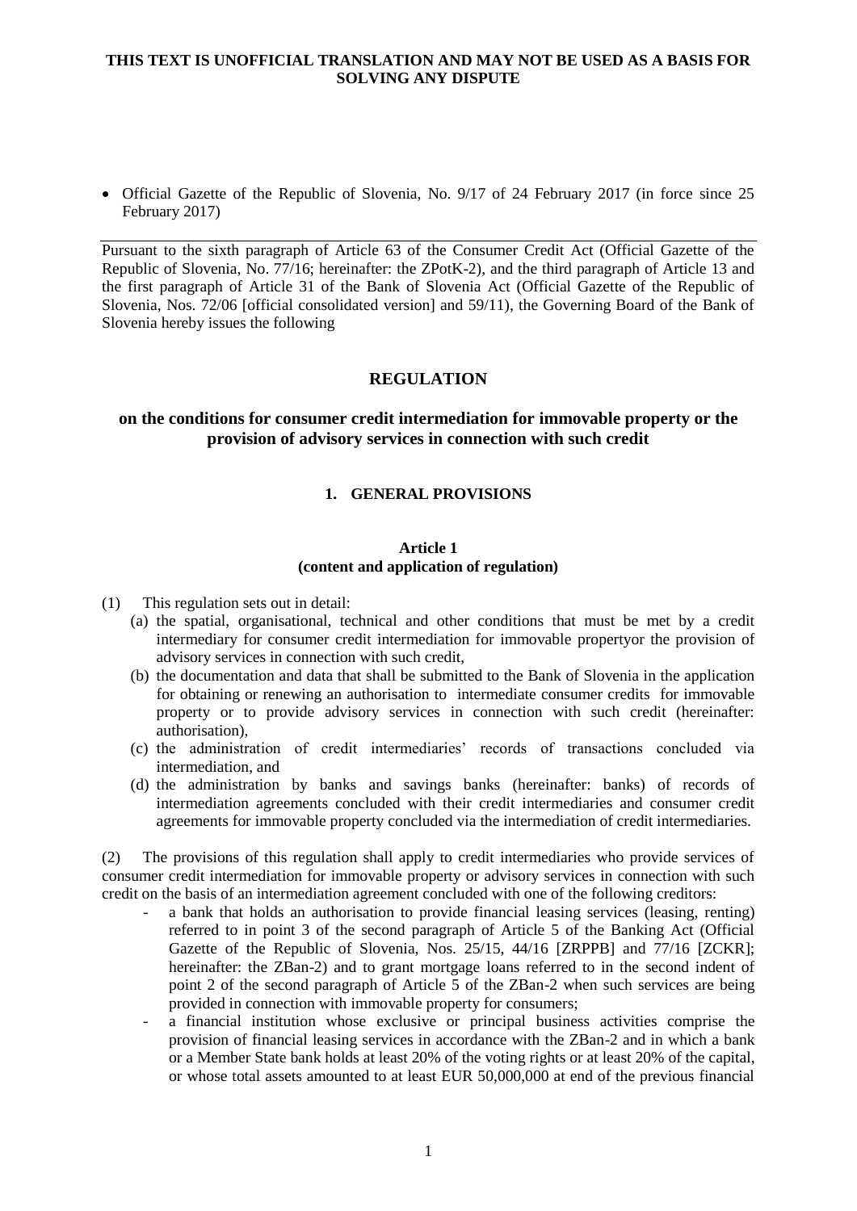**THIS TEXT IS UNOFFICIAL TRANSLATION AND MAY NOT BE USED AS A BASIS FOR SOLVING ANY DISPUTE**

- Official Gazette of the Republic of Slovenia, No. 9/17 of 24 February 2017 (in force since 25 February 2017)

Pursuant to the sixth paragraph of Article 63 of the Consumer Credit Act (Official Gazette of the Republic of Slovenia, No. 77/16; hereinafter: the ZPotK-2), and the third paragraph of Article 13 and the first paragraph of Article 31 of the Bank of Slovenia Act (Official Gazette of the Republic of Slovenia, Nos. 72/06 [official consolidated version] and 59/11), the Governing Board of the Bank of Slovenia hereby issues the following

# REGULATION

## on the conditions for consumer credit intermediation for immovable property or the provision of advisory services in connection with such credit

### 1. GENERAL PROVISIONS

#### Article 1
#### (content and application of regulation)

(1) This regulation sets out in detail:

(a) the spatial, organisational, technical and other conditions that must be met by a credit intermediary for consumer credit intermediation for immovable propertyor the provision of advisory services in connection with such credit,

(b) the documentation and data that shall be submitted to the Bank of Slovenia in the application for obtaining or renewing an authorisation to intermediate consumer credits for immovable property or to provide advisory services in connection with such credit (hereinafter: authorisation),

(c) the administration of credit intermediaries' records of transactions concluded via intermediation, and

(d) the administration by banks and savings banks (hereinafter: banks) of records of intermediation agreements concluded with their credit intermediaries and consumer credit agreements for immovable property concluded via the intermediation of credit intermediaries.

(2) The provisions of this regulation shall apply to credit intermediaries who provide services of consumer credit intermediation for immovable property or advisory services in connection with such credit on the basis of an intermediation agreement concluded with one of the following creditors:

- a bank that holds an authorisation to provide financial leasing services (leasing, renting) referred to in point 3 of the second paragraph of Article 5 of the Banking Act (Official Gazette of the Republic of Slovenia, Nos. 25/15, 44/16 [ZRPPB] and 77/16 [ZCKR]; hereinafter: the ZBan-2) and to grant mortgage loans referred to in the second indent of point 2 of the second paragraph of Article 5 of the ZBan-2 when such services are being provided in connection with immovable property for consumers;
- a financial institution whose exclusive or principal business activities comprise the provision of financial leasing services in accordance with the ZBan-2 and in which a bank or a Member State bank holds at least 20% of the voting rights or at least 20% of the capital, or whose total assets amounted to at least EUR 50,000,000 at end of the previous financial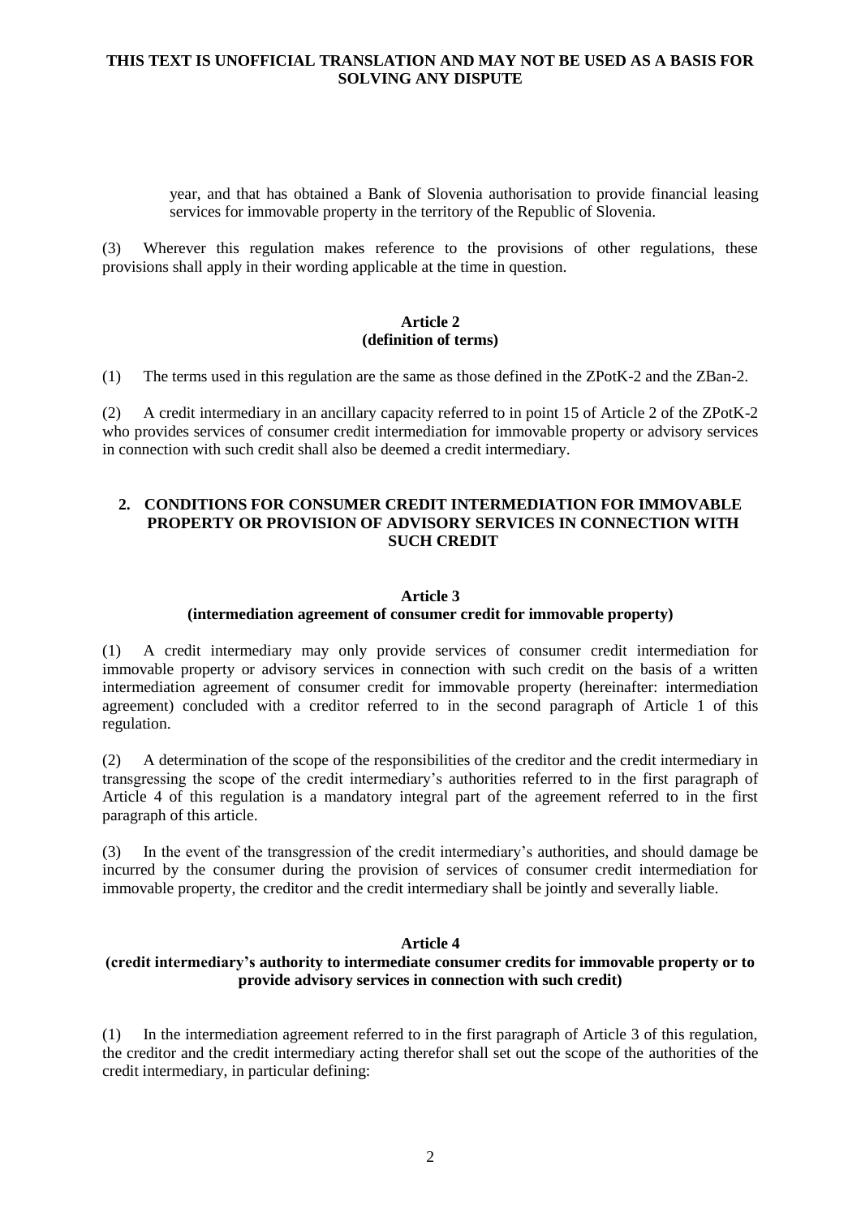year, and that has obtained a Bank of Slovenia authorisation to provide financial leasing services for immovable property in the territory of the Republic of Slovenia.

(3) Wherever this regulation makes reference to the provisions of other regulations, these provisions shall apply in their wording applicable at the time in question.

#### Article 2
#### (definition of terms)

(1) The terms used in this regulation are the same as those defined in the ZPotK-2 and the ZBan-2.

(2) A credit intermediary in an ancillary capacity referred to in point 15 of Article 2 of the ZPotK-2 who provides services of consumer credit intermediation for immovable property or advisory services in connection with such credit shall also be deemed a credit intermediary.

## 2. CONDITIONS FOR CONSUMER CREDIT INTERMEDIATION FOR IMMOVABLE PROPERTY OR PROVISION OF ADVISORY SERVICES IN CONNECTION WITH SUCH CREDIT

#### Article 3
#### (intermediation agreement of consumer credit for immovable property)

(1) A credit intermediary may only provide services of consumer credit intermediation for immovable property or advisory services in connection with such credit on the basis of a written intermediation agreement of consumer credit for immovable property (hereinafter: intermediation agreement) concluded with a creditor referred to in the second paragraph of Article 1 of this regulation.

(2) A determination of the scope of the responsibilities of the creditor and the credit intermediary in transgressing the scope of the credit intermediary's authorities referred to in the first paragraph of Article 4 of this regulation is a mandatory integral part of the agreement referred to in the first paragraph of this article.

(3) In the event of the transgression of the credit intermediary's authorities, and should damage be incurred by the consumer during the provision of services of consumer credit intermediation for immovable property, the creditor and the credit intermediary shall be jointly and severally liable.

#### Article 4
#### (credit intermediary's authority to intermediate consumer credits for immovable property or to provide advisory services in connection with such credit)

(1) In the intermediation agreement referred to in the first paragraph of Article 3 of this regulation, the creditor and the credit intermediary acting therefor shall set out the scope of the authorities of the credit intermediary, in particular defining: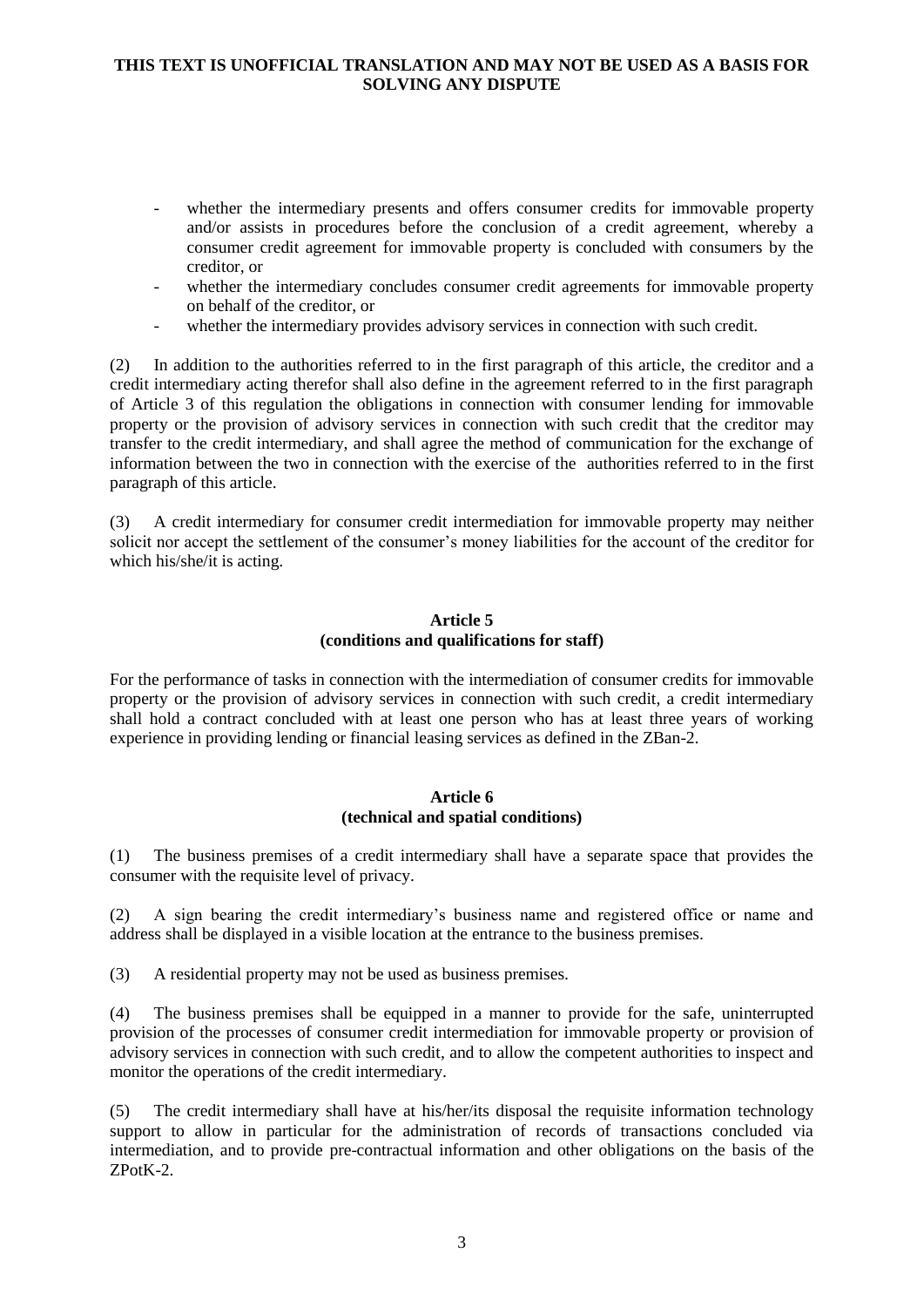- whether the intermediary presents and offers consumer credits for immovable property and/or assists in procedures before the conclusion of a credit agreement, whereby a consumer credit agreement for immovable property is concluded with consumers by the creditor, or
- whether the intermediary concludes consumer credit agreements for immovable property on behalf of the creditor, or
- whether the intermediary provides advisory services in connection with such credit.

(2) In addition to the authorities referred to in the first paragraph of this article, the creditor and a credit intermediary acting therefor shall also define in the agreement referred to in the first paragraph of Article 3 of this regulation the obligations in connection with consumer lending for immovable property or the provision of advisory services in connection with such credit that the creditor may transfer to the credit intermediary, and shall agree the method of communication for the exchange of information between the two in connection with the exercise of the authorities referred to in the first paragraph of this article.

(3) A credit intermediary for consumer credit intermediation for immovable property may neither solicit nor accept the settlement of the consumer's money liabilities for the account of the creditor for which his/she/it is acting.

**Article 5**
**(conditions and qualifications for staff)**

For the performance of tasks in connection with the intermediation of consumer credits for immovable property or the provision of advisory services in connection with such credit, a credit intermediary shall hold a contract concluded with at least one person who has at least three years of working experience in providing lending or financial leasing services as defined in the ZBan-2.

**Article 6**
**(technical and spatial conditions)**

(1) The business premises of a credit intermediary shall have a separate space that provides the consumer with the requisite level of privacy.

(2) A sign bearing the credit intermediary's business name and registered office or name and address shall be displayed in a visible location at the entrance to the business premises.

(3) A residential property may not be used as business premises.

(4) The business premises shall be equipped in a manner to provide for the safe, uninterrupted provision of the processes of consumer credit intermediation for immovable property or provision of advisory services in connection with such credit, and to allow the competent authorities to inspect and monitor the operations of the credit intermediary.

(5) The credit intermediary shall have at his/her/its disposal the requisite information technology support to allow in particular for the administration of records of transactions concluded via intermediation, and to provide pre-contractual information and other obligations on the basis of the ZPotK-2.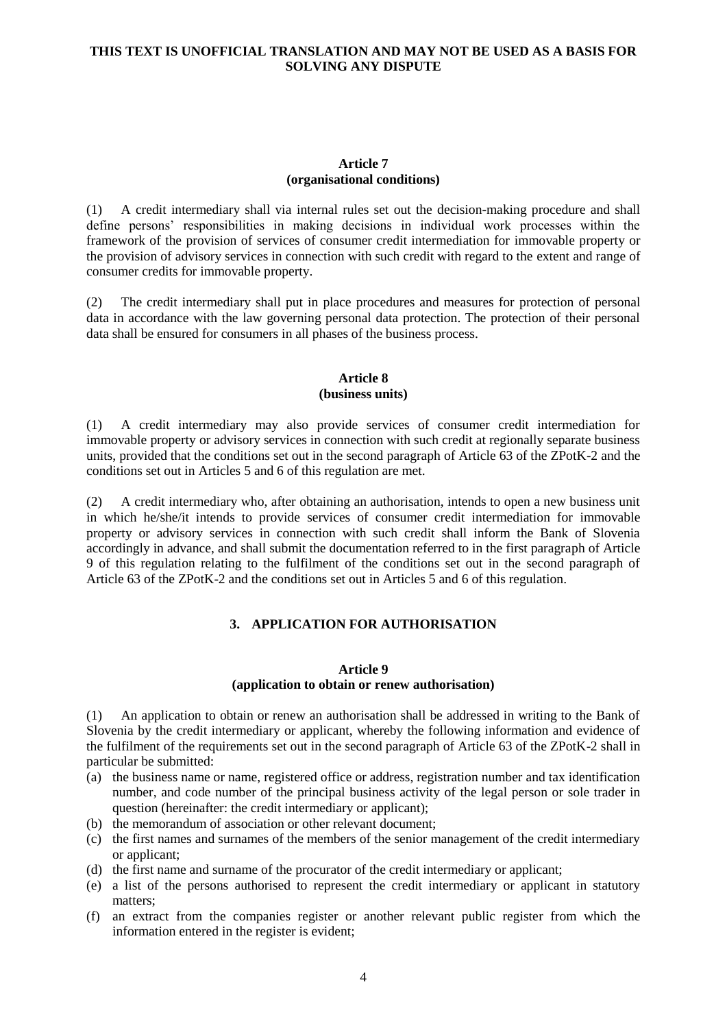**THIS TEXT IS UNOFFICIAL TRANSLATION AND MAY NOT BE USED AS A BASIS FOR SOLVING ANY DISPUTE**

### Article 7
### (organisational conditions)

(1) A credit intermediary shall via internal rules set out the decision-making procedure and shall define persons' responsibilities in making decisions in individual work processes within the framework of the provision of services of consumer credit intermediation for immovable property or the provision of advisory services in connection with such credit with regard to the extent and range of consumer credits for immovable property.

(2) The credit intermediary shall put in place procedures and measures for protection of personal data in accordance with the law governing personal data protection. The protection of their personal data shall be ensured for consumers in all phases of the business process.

### Article 8
### (business units)

(1) A credit intermediary may also provide services of consumer credit intermediation for immovable property or advisory services in connection with such credit at regionally separate business units, provided that the conditions set out in the second paragraph of Article 63 of the ZPotK-2 and the conditions set out in Articles 5 and 6 of this regulation are met.

(2) A credit intermediary who, after obtaining an authorisation, intends to open a new business unit in which he/she/it intends to provide services of consumer credit intermediation for immovable property or advisory services in connection with such credit shall inform the Bank of Slovenia accordingly in advance, and shall submit the documentation referred to in the first paragraph of Article 9 of this regulation relating to the fulfilment of the conditions set out in the second paragraph of Article 63 of the ZPotK-2 and the conditions set out in Articles 5 and 6 of this regulation.

## 3. APPLICATION FOR AUTHORISATION

### Article 9
### (application to obtain or renew authorisation)

(1) An application to obtain or renew an authorisation shall be addressed in writing to the Bank of Slovenia by the credit intermediary or applicant, whereby the following information and evidence of the fulfilment of the requirements set out in the second paragraph of Article 63 of the ZPotK-2 shall in particular be submitted:

(a) the business name or name, registered office or address, registration number and tax identification number, and code number of the principal business activity of the legal person or sole trader in question (hereinafter: the credit intermediary or applicant);
(b) the memorandum of association or other relevant document;
(c) the first names and surnames of the members of the senior management of the credit intermediary or applicant;
(d) the first name and surname of the procurator of the credit intermediary or applicant;
(e) a list of the persons authorised to represent the credit intermediary or applicant in statutory matters;
(f) an extract from the companies register or another relevant public register from which the information entered in the register is evident;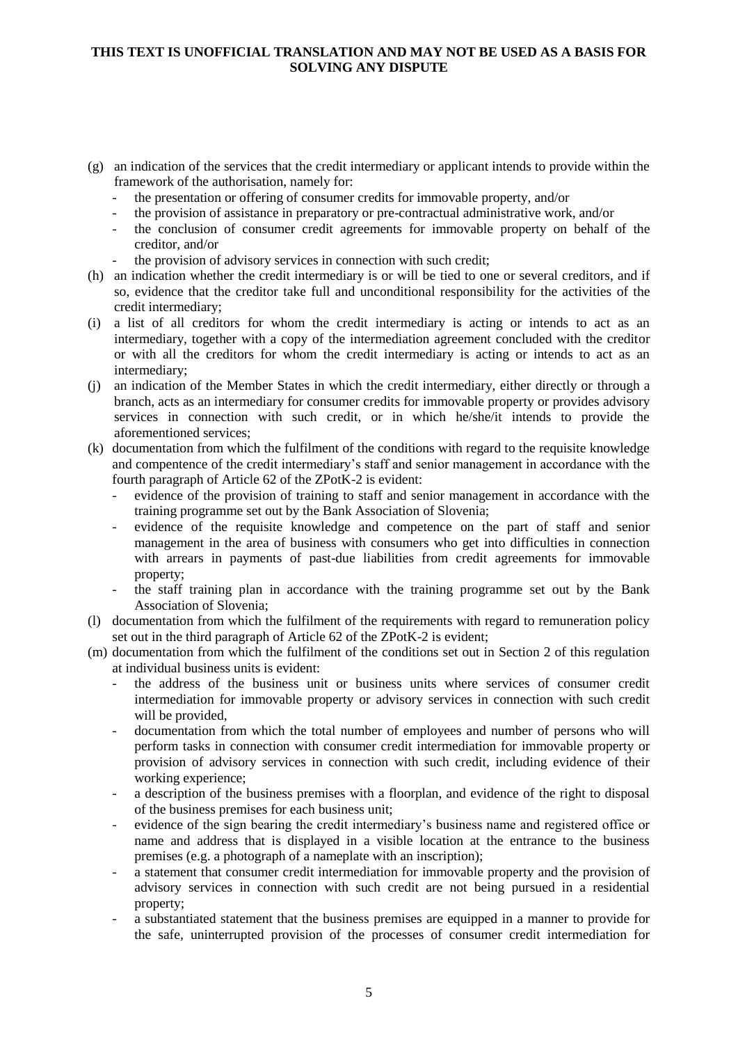(g) an indication of the services that the credit intermediary or applicant intends to provide within the framework of the authorisation, namely for:
   - the presentation or offering of consumer credits for immovable property, and/or
   - the provision of assistance in preparatory or pre-contractual administrative work, and/or
   - the conclusion of consumer credit agreements for immovable property on behalf of the creditor, and/or
   - the provision of advisory services in connection with such credit;

(h) an indication whether the credit intermediary is or will be tied to one or several creditors, and if so, evidence that the creditor take full and unconditional responsibility for the activities of the credit intermediary;

(i) a list of all creditors for whom the credit intermediary is acting or intends to act as an intermediary, together with a copy of the intermediation agreement concluded with the creditor or with all the creditors for whom the credit intermediary is acting or intends to act as an intermediary;

(j) an indication of the Member States in which the credit intermediary, either directly or through a branch, acts as an intermediary for consumer credits for immovable property or provides advisory services in connection with such credit, or in which he/she/it intends to provide the aforementioned services;

(k) documentation from which the fulfilment of the conditions with regard to the requisite knowledge and compentence of the credit intermediary's staff and senior management in accordance with the fourth paragraph of Article 62 of the ZPotK-2 is evident:
   - evidence of the provision of training to staff and senior management in accordance with the training programme set out by the Bank Association of Slovenia;
   - evidence of the requisite knowledge and competence on the part of staff and senior management in the area of business with consumers who get into difficulties in connection with arrears in payments of past-due liabilities from credit agreements for immovable property;
   - the staff training plan in accordance with the training programme set out by the Bank Association of Slovenia;

(l) documentation from which the fulfilment of the requirements with regard to remuneration policy set out in the third paragraph of Article 62 of the ZPotK-2 is evident;

(m) documentation from which the fulfilment of the conditions set out in Section 2 of this regulation at individual business units is evident:
   - the address of the business unit or business units where services of consumer credit intermediation for immovable property or advisory services in connection with such credit will be provided,
   - documentation from which the total number of employees and number of persons who will perform tasks in connection with consumer credit intermediation for immovable property or provision of advisory services in connection with such credit, including evidence of their working experience;
   - a description of the business premises with a floorplan, and evidence of the right to disposal of the business premises for each business unit;
   - evidence of the sign bearing the credit intermediary's business name and registered office or name and address that is displayed in a visible location at the entrance to the business premises (e.g. a photograph of a nameplate with an inscription);
   - a statement that consumer credit intermediation for immovable property and the provision of advisory services in connection with such credit are not being pursued in a residential property;
   - a substantiated statement that the business premises are equipped in a manner to provide for the safe, uninterrupted provision of the processes of consumer credit intermediation for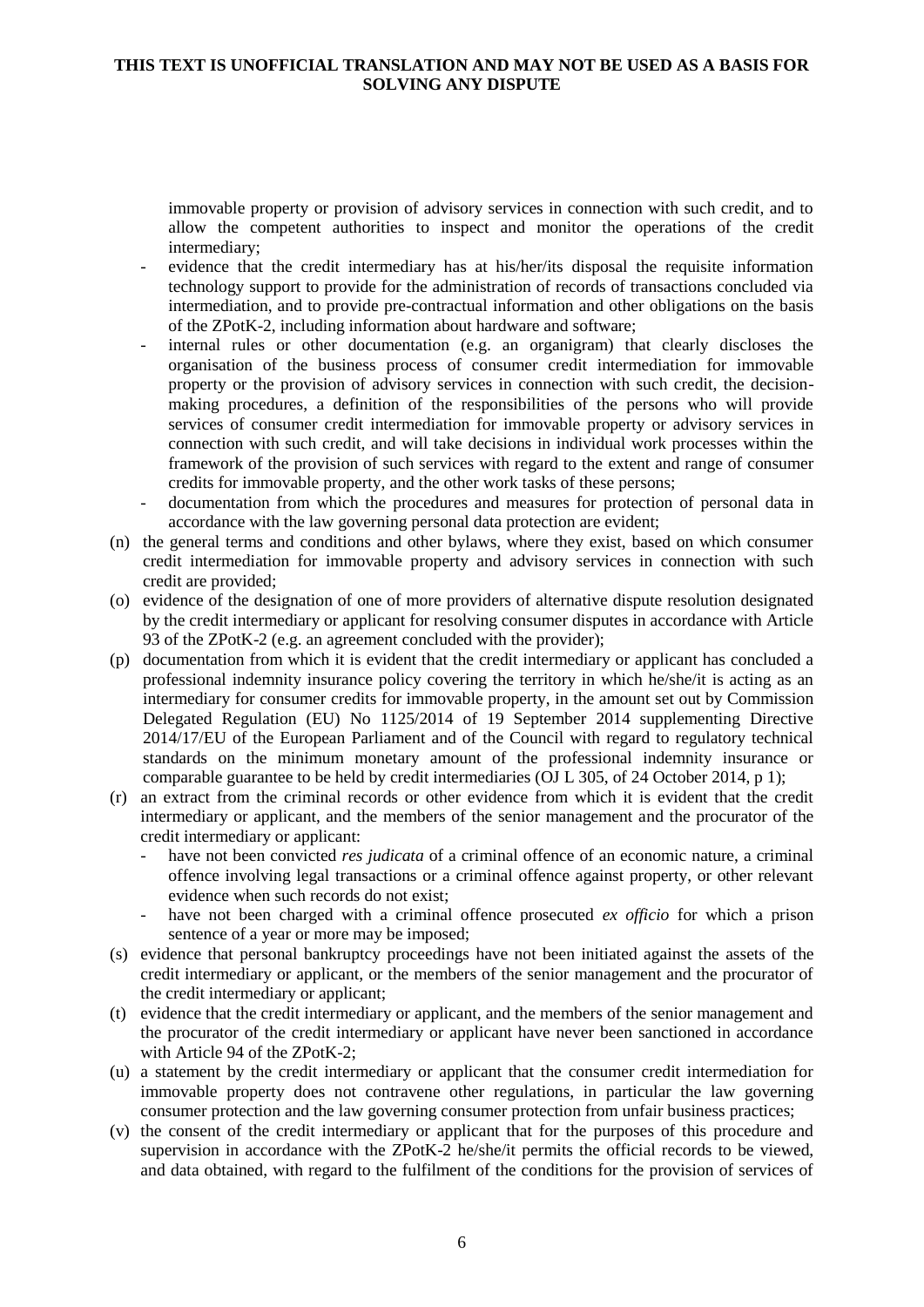immovable property or provision of advisory services in connection with such credit, and to allow the competent authorities to inspect and monitor the operations of the credit intermediary;

- evidence that the credit intermediary has at his/her/its disposal the requisite information technology support to provide for the administration of records of transactions concluded via intermediation, and to provide pre-contractual information and other obligations on the basis of the ZPotK-2, including information about hardware and software;
- internal rules or other documentation (e.g. an organigram) that clearly discloses the organisation of the business process of consumer credit intermediation for immovable property or the provision of advisory services in connection with such credit, the decision-making procedures, a definition of the responsibilities of the persons who will provide services of consumer credit intermediation for immovable property or advisory services in connection with such credit, and will take decisions in individual work processes within the framework of the provision of such services with regard to the extent and range of consumer credits for immovable property, and the other work tasks of these persons;
- documentation from which the procedures and measures for protection of personal data in accordance with the law governing personal data protection are evident;

(n) the general terms and conditions and other bylaws, where they exist, based on which consumer credit intermediation for immovable property and advisory services in connection with such credit are provided;

(o) evidence of the designation of one of more providers of alternative dispute resolution designated by the credit intermediary or applicant for resolving consumer disputes in accordance with Article 93 of the ZPotK-2 (e.g. an agreement concluded with the provider);

(p) documentation from which it is evident that the credit intermediary or applicant has concluded a professional indemnity insurance policy covering the territory in which he/she/it is acting as an intermediary for consumer credits for immovable property, in the amount set out by Commission Delegated Regulation (EU) No 1125/2014 of 19 September 2014 supplementing Directive 2014/17/EU of the European Parliament and of the Council with regard to regulatory technical standards on the minimum monetary amount of the professional indemnity insurance or comparable guarantee to be held by credit intermediaries (OJ L 305, of 24 October 2014, p 1);

(r) an extract from the criminal records or other evidence from which it is evident that the credit intermediary or applicant, and the members of the senior management and the procurator of the credit intermediary or applicant:

- have not been convicted *res judicata* of a criminal offence of an economic nature, a criminal offence involving legal transactions or a criminal offence against property, or other relevant evidence when such records do not exist;
- have not been charged with a criminal offence prosecuted *ex officio* for which a prison sentence of a year or more may be imposed;

(s) evidence that personal bankruptcy proceedings have not been initiated against the assets of the credit intermediary or applicant, or the members of the senior management and the procurator of the credit intermediary or applicant;

(t) evidence that the credit intermediary or applicant, and the members of the senior management and the procurator of the credit intermediary or applicant have never been sanctioned in accordance with Article 94 of the ZPotK-2;

(u) a statement by the credit intermediary or applicant that the consumer credit intermediation for immovable property does not contravene other regulations, in particular the law governing consumer protection and the law governing consumer protection from unfair business practices;

(v) the consent of the credit intermediary or applicant that for the purposes of this procedure and supervision in accordance with the ZPotK-2 he/she/it permits the official records to be viewed, and data obtained, with regard to the fulfilment of the conditions for the provision of services of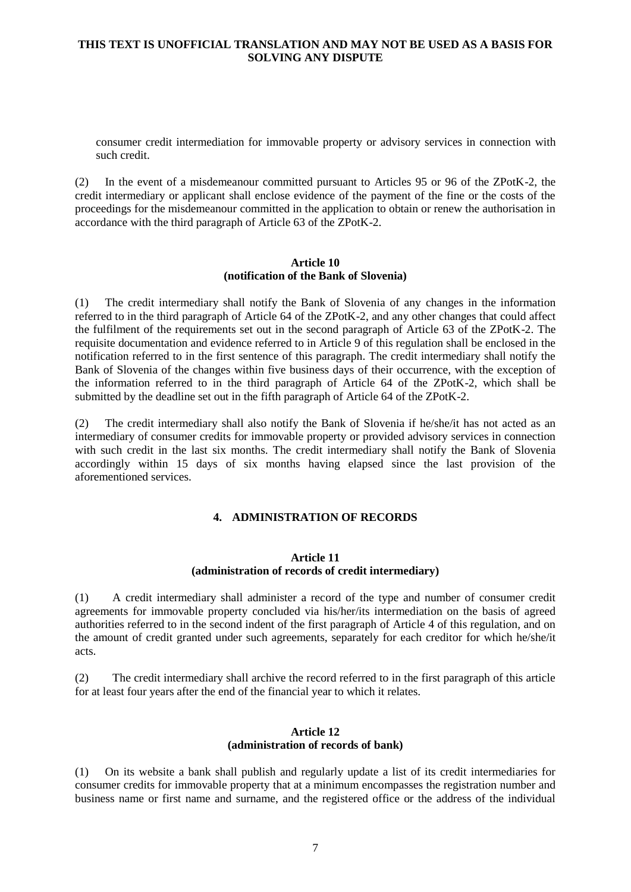consumer credit intermediation for immovable property or advisory services in connection with such credit.

(2) In the event of a misdemeanour committed pursuant to Articles 95 or 96 of the ZPotK-2, the credit intermediary or applicant shall enclose evidence of the payment of the fine or the costs of the proceedings for the misdemeanour committed in the application to obtain or renew the authorisation in accordance with the third paragraph of Article 63 of the ZPotK-2.

**Article 10**
**(notification of the Bank of Slovenia)**

(1) The credit intermediary shall notify the Bank of Slovenia of any changes in the information referred to in the third paragraph of Article 64 of the ZPotK-2, and any other changes that could affect the fulfilment of the requirements set out in the second paragraph of Article 63 of the ZPotK-2. The requisite documentation and evidence referred to in Article 9 of this regulation shall be enclosed in the notification referred to in the first sentence of this paragraph. The credit intermediary shall notify the Bank of Slovenia of the changes within five business days of their occurrence, with the exception of the information referred to in the third paragraph of Article 64 of the ZPotK-2, which shall be submitted by the deadline set out in the fifth paragraph of Article 64 of the ZPotK-2.

(2) The credit intermediary shall also notify the Bank of Slovenia if he/she/it has not acted as an intermediary of consumer credits for immovable property or provided advisory services in connection with such credit in the last six months. The credit intermediary shall notify the Bank of Slovenia accordingly within 15 days of six months having elapsed since the last provision of the aforementioned services.

## 4. ADMINISTRATION OF RECORDS

**Article 11**
**(administration of records of credit intermediary)**

(1) A credit intermediary shall administer a record of the type and number of consumer credit agreements for immovable property concluded via his/her/its intermediation on the basis of agreed authorities referred to in the second indent of the first paragraph of Article 4 of this regulation, and on the amount of credit granted under such agreements, separately for each creditor for which he/she/it acts.

(2) The credit intermediary shall archive the record referred to in the first paragraph of this article for at least four years after the end of the financial year to which it relates.

**Article 12**
**(administration of records of bank)**

(1) On its website a bank shall publish and regularly update a list of its credit intermediaries for consumer credits for immovable property that at a minimum encompasses the registration number and business name or first name and surname, and the registered office or the address of the individual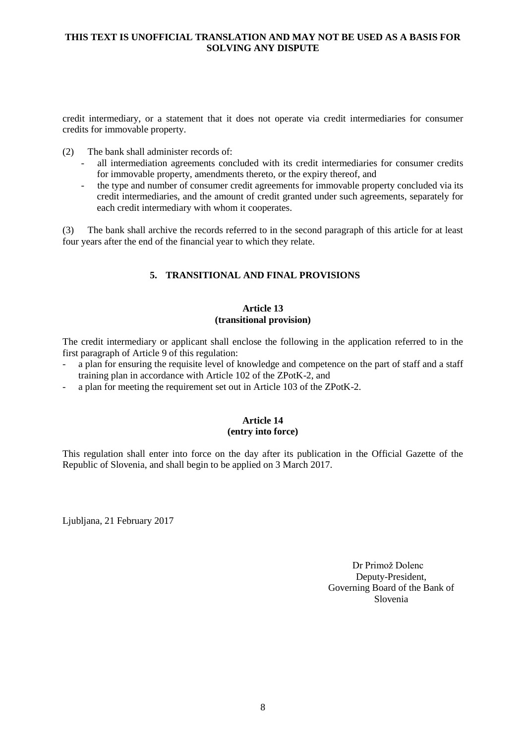credit intermediary, or a statement that it does not operate via credit intermediaries for consumer credits for immovable property.

(2) The bank shall administer records of:

- all intermediation agreements concluded with its credit intermediaries for consumer credits for immovable property, amendments thereto, or the expiry thereof, and
- the type and number of consumer credit agreements for immovable property concluded via its credit intermediaries, and the amount of credit granted under such agreements, separately for each credit intermediary with whom it cooperates.

(3) The bank shall archive the records referred to in the second paragraph of this article for at least four years after the end of the financial year to which they relate.

## 5. TRANSITIONAL AND FINAL PROVISIONS

### Article 13
### (transitional provision)

The credit intermediary or applicant shall enclose the following in the application referred to in the first paragraph of Article 9 of this regulation:

- a plan for ensuring the requisite level of knowledge and competence on the part of staff and a staff training plan in accordance with Article 102 of the ZPotK-2, and
- a plan for meeting the requirement set out in Article 103 of the ZPotK-2.

### Article 14
### (entry into force)

This regulation shall enter into force on the day after its publication in the Official Gazette of the Republic of Slovenia, and shall begin to be applied on 3 March 2017.

Ljubljana, 21 February 2017

Dr Primož Dolenc
Deputy-President,
Governing Board of the Bank of Slovenia